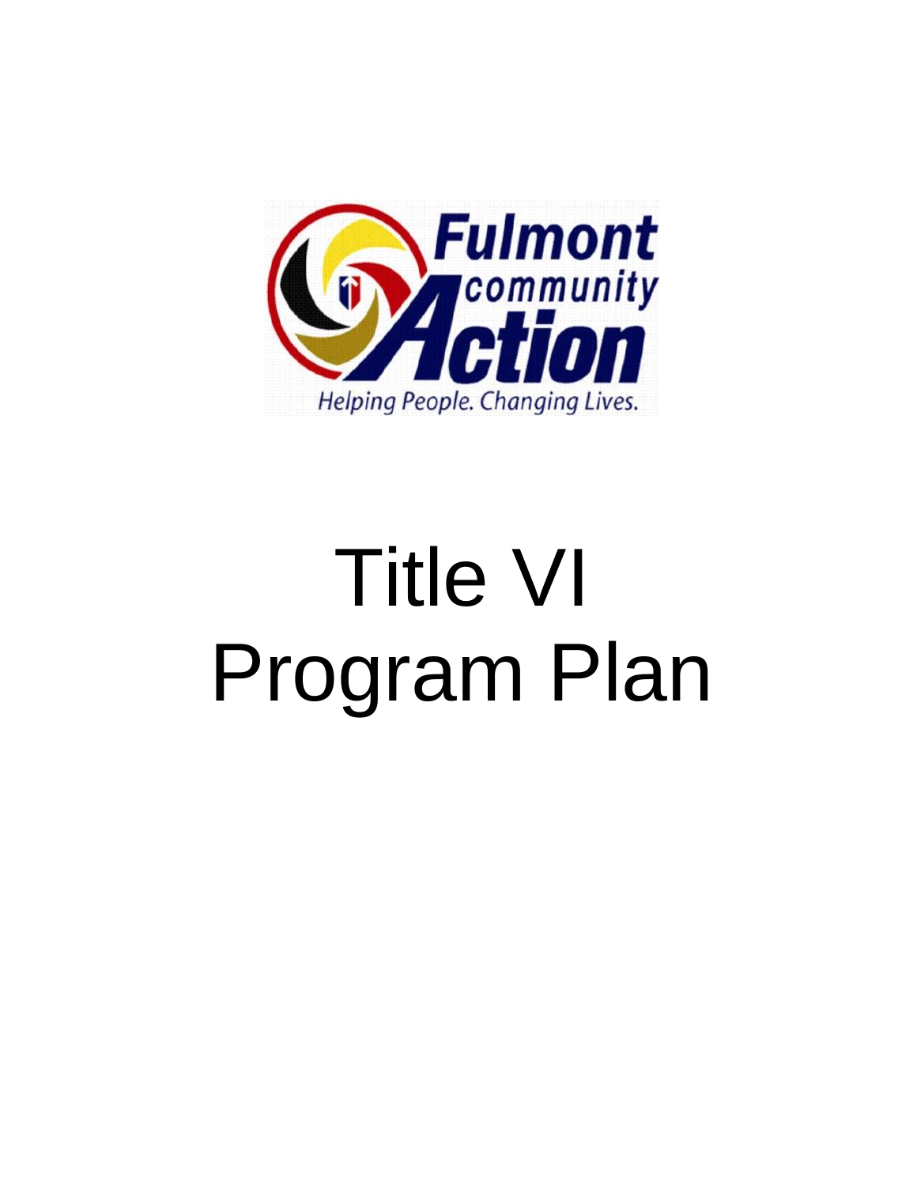Fulmont community Action

Helping People. Changing Lives.

# Title VI Program Plan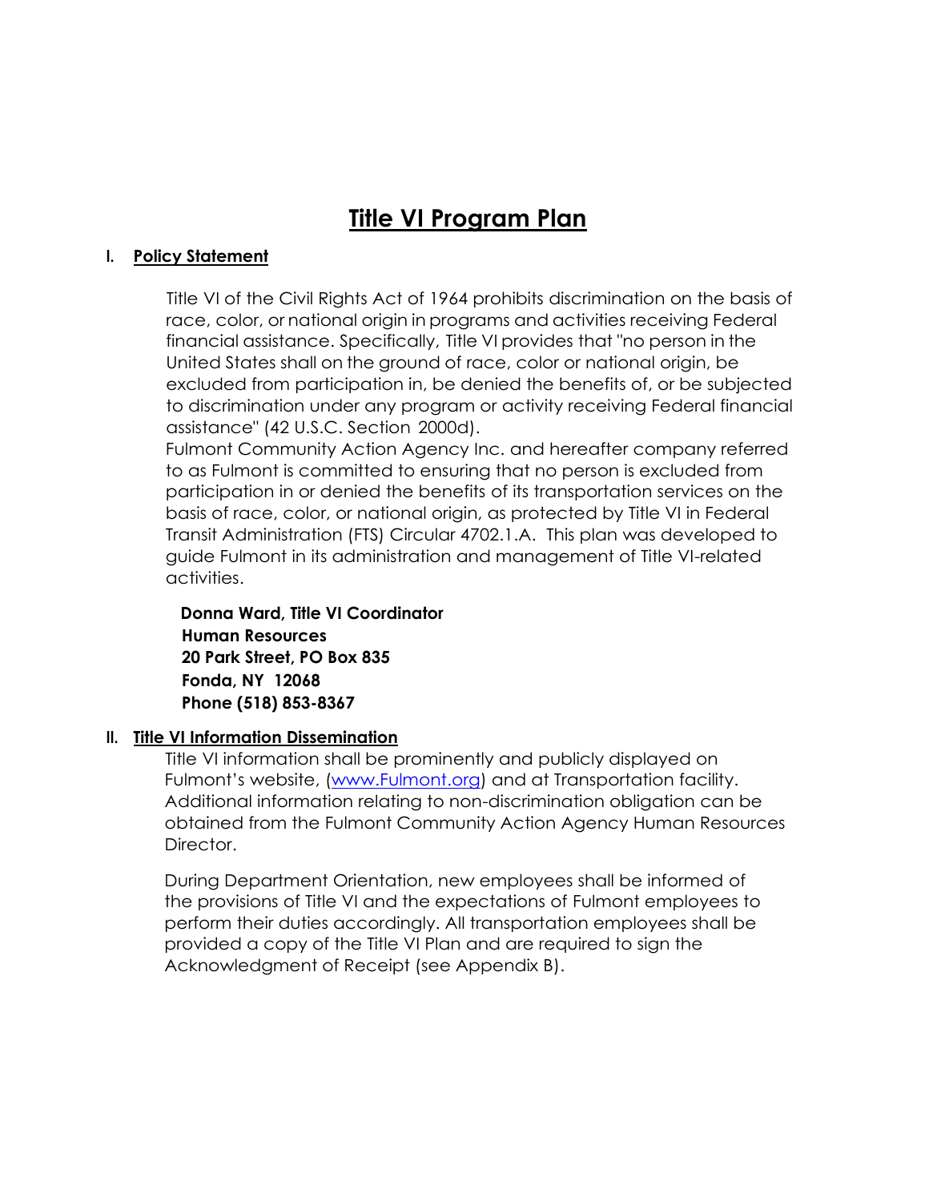# Title VI Program Plan

## I. Policy Statement

Title VI of the Civil Rights Act of 1964 prohibits discrimination on the basis of race, color, or national origin in programs and activities receiving Federal financial assistance. Specifically, Title VI provides that "no person in the United States shall on the ground of race, color or national origin, be excluded from participation in, be denied the benefits of, or be subjected to discrimination under any program or activity receiving Federal financial assistance" (42 U.S.C. Section 2000d).

Fulmont Community Action Agency Inc. and hereafter company referred to as Fulmont is committed to ensuring that no person is excluded from participation in or denied the benefits of its transportation services on the basis of race, color, or national origin, as protected by Title VI in Federal Transit Administration (FTS) Circular 4702.1.A. This plan was developed to guide Fulmont in its administration and management of Title VI-related activities.

**Donna Ward, Title VI Coordinator**
**Human Resources**
**20 Park Street, PO Box 835**
**Fonda, NY 12068**
**Phone (518) 853-8367**

## II. Title VI Information Dissemination

Title VI information shall be prominently and publicly displayed on Fulmont's website, (www.Fulmont.org) and at Transportation facility. Additional information relating to non-discrimination obligation can be obtained from the Fulmont Community Action Agency Human Resources Director.

During Department Orientation, new employees shall be informed of the provisions of Title VI and the expectations of Fulmont employees to perform their duties accordingly. All transportation employees shall be provided a copy of the Title VI Plan and are required to sign the Acknowledgment of Receipt (see Appendix B).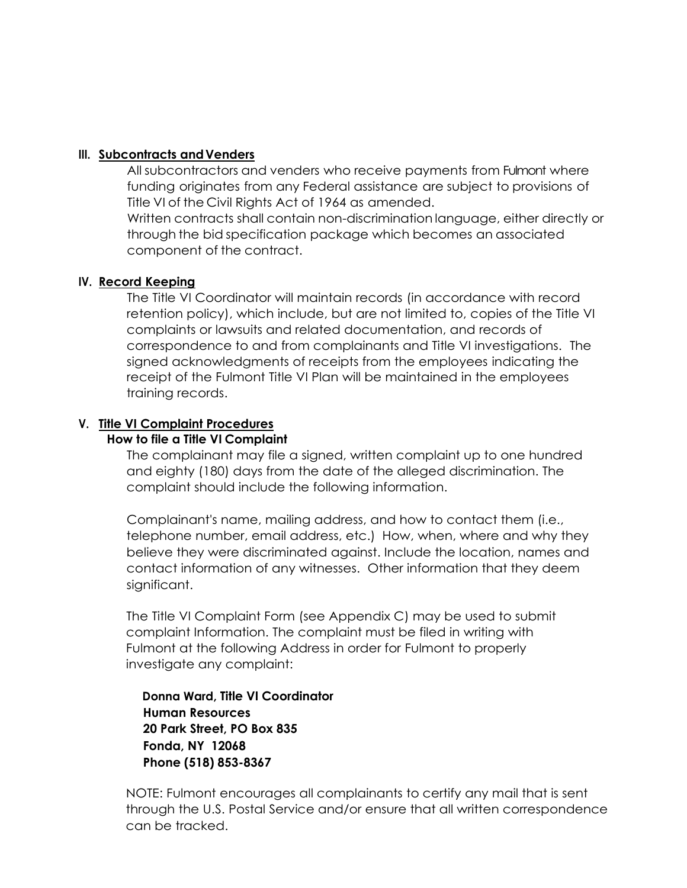## III. Subcontracts and Venders

All subcontractors and venders who receive payments from Fulmont where funding originates from any Federal assistance are subject to provisions of Title VI of the Civil Rights Act of 1964 as amended.

Written contracts shall contain non-discrimination language, either directly or through the bid specification package which becomes an associated component of the contract.

## IV. Record Keeping

The Title VI Coordinator will maintain records (in accordance with record retention policy), which include, but are not limited to, copies of the Title VI complaints or lawsuits and related documentation, and records of correspondence to and from complainants and Title VI investigations. The signed acknowledgments of receipts from the employees indicating the receipt of the Fulmont Title VI Plan will be maintained in the employees training records.

## V. Title VI Complaint Procedures

### How to file a Title VI Complaint

The complainant may file a signed, written complaint up to one hundred and eighty (180) days from the date of the alleged discrimination. The complaint should include the following information.

Complainant's name, mailing address, and how to contact them (i.e., telephone number, email address, etc.) How, when, where and why they believe they were discriminated against. Include the location, names and contact information of any witnesses. Other information that they deem significant.

The Title VI Complaint Form (see Appendix C) may be used to submit complaint Information. The complaint must be filed in writing with Fulmont at the following Address in order for Fulmont to properly investigate any complaint:

**Donna Ward, Title VI Coordinator**
**Human Resources**
**20 Park Street, PO Box 835**
**Fonda, NY 12068**
**Phone (518) 853-8367**

NOTE: Fulmont encourages all complainants to certify any mail that is sent through the U.S. Postal Service and/or ensure that all written correspondence can be tracked.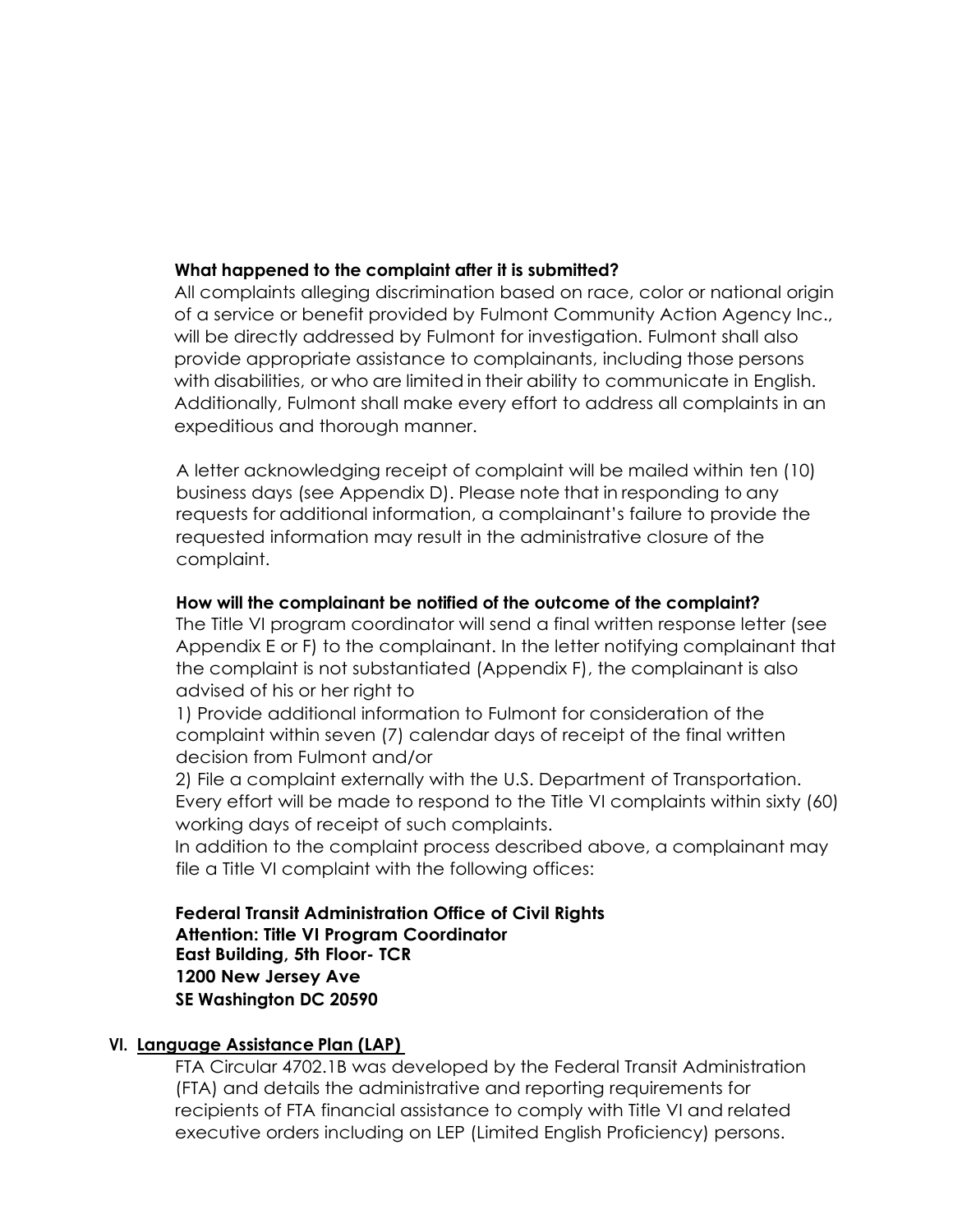**What happened to the complaint after it is submitted?**

All complaints alleging discrimination based on race, color or national origin of a service or benefit provided by Fulmont Community Action Agency Inc., will be directly addressed by Fulmont for investigation. Fulmont shall also provide appropriate assistance to complainants, including those persons with disabilities, or who are limited in their ability to communicate in English. Additionally, Fulmont shall make every effort to address all complaints in an expeditious and thorough manner.

A letter acknowledging receipt of complaint will be mailed within ten (10) business days (see Appendix D). Please note that in responding to any requests for additional information, a complainant's failure to provide the requested information may result in the administrative closure of the complaint.

**How will the complainant be notified of the outcome of the complaint?**

The Title VI program coordinator will send a final written response letter (see Appendix E or F) to the complainant. In the letter notifying complainant that the complaint is not substantiated (Appendix F), the complainant is also advised of his or her right to

1) Provide additional information to Fulmont for consideration of the complaint within seven (7) calendar days of receipt of the final written decision from Fulmont and/or

2) File a complaint externally with the U.S. Department of Transportation.

Every effort will be made to respond to the Title VI complaints within sixty (60) working days of receipt of such complaints.

In addition to the complaint process described above, a complainant may file a Title VI complaint with the following offices:

**Federal Transit Administration Office of Civil Rights**
**Attention: Title VI Program Coordinator**
**East Building, 5th Floor- TCR**
**1200 New Jersey Ave**
**SE Washington DC 20590**

## VI. Language Assistance Plan (LAP)

FTA Circular 4702.1B was developed by the Federal Transit Administration (FTA) and details the administrative and reporting requirements for recipients of FTA financial assistance to comply with Title VI and related executive orders including on LEP (Limited English Proficiency) persons.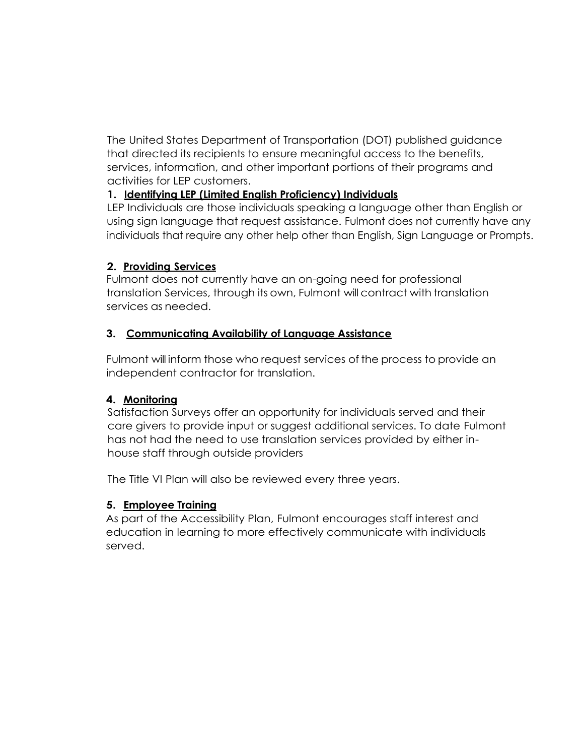The United States Department of Transportation (DOT) published guidance that directed its recipients to ensure meaningful access to the benefits, services, information, and other important portions of their programs and activities for LEP customers.

**1. Identifying LEP (Limited English Proficiency) Individuals**

LEP Individuals are those individuals speaking a language other than English or using sign language that request assistance. Fulmont does not currently have any individuals that require any other help other than English, Sign Language or Prompts.

**2. Providing Services**

Fulmont does not currently have an on-going need for professional translation Services, through its own, Fulmont will contract with translation services as needed.

**3. Communicating Availability of Language Assistance**

Fulmont will inform those who request services of the process to provide an independent contractor for translation.

**4. Monitoring**

Satisfaction Surveys offer an opportunity for individuals served and their care givers to provide input or suggest additional services. To date Fulmont has not had the need to use translation services provided by either in-house staff through outside providers

The Title VI Plan will also be reviewed every three years.

**5. Employee Training**

As part of the Accessibility Plan, Fulmont encourages staff interest and education in learning to more effectively communicate with individuals served.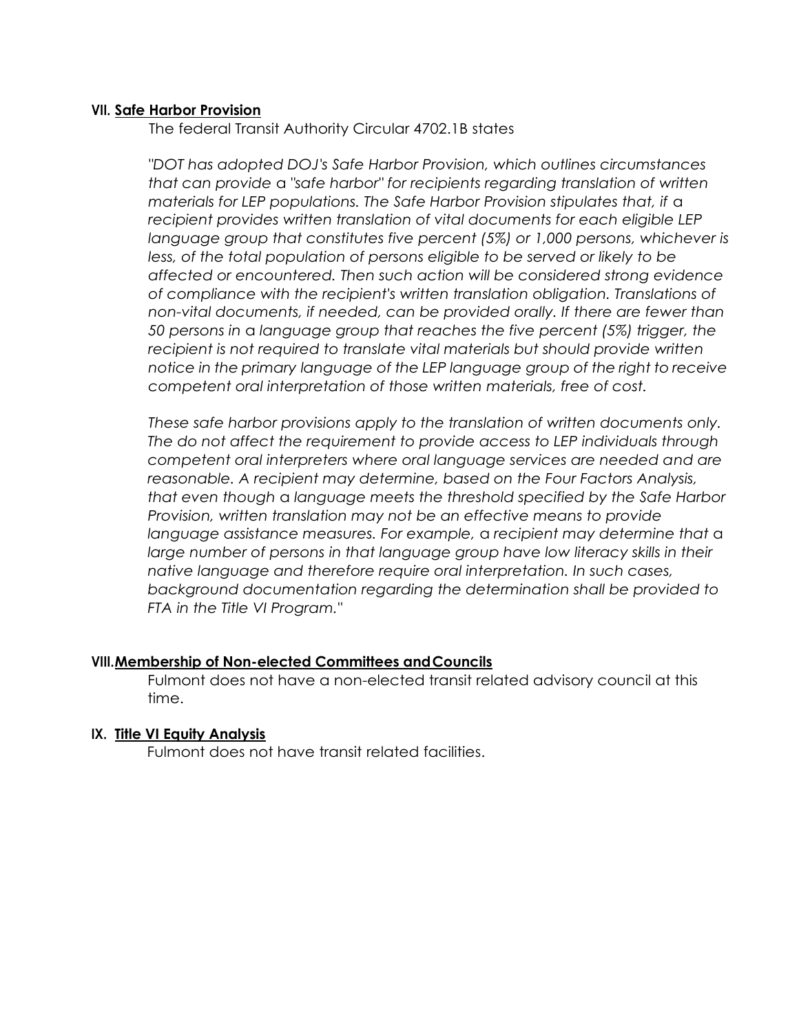## VII. Safe Harbor Provision

The federal Transit Authority Circular 4702.1B states

*"DOT has adopted DOJ's Safe Harbor Provision, which outlines circumstances that can provide a "safe harbor" for recipients regarding translation of written materials for LEP populations. The Safe Harbor Provision stipulates that, if a recipient provides written translation of vital documents for each eligible LEP language group that constitutes five percent (5%) or 1,000 persons, whichever is less, of the total population of persons eligible to be served or likely to be affected or encountered. Then such action will be considered strong evidence of compliance with the recipient's written translation obligation. Translations of non-vital documents, if needed, can be provided orally. If there are fewer than 50 persons in a language group that reaches the five percent (5%) trigger, the recipient is not required to translate vital materials but should provide written notice in the primary language of the LEP language group of the right to receive competent oral interpretation of those written materials, free of cost.*

*These safe harbor provisions apply to the translation of written documents only. The do not affect the requirement to provide access to LEP individuals through competent oral interpreters where oral language services are needed and are reasonable. A recipient may determine, based on the Four Factors Analysis, that even though a language meets the threshold specified by the Safe Harbor Provision, written translation may not be an effective means to provide language assistance measures. For example, a recipient may determine that a large number of persons in that language group have low literacy skills in their native language and therefore require oral interpretation. In such cases, background documentation regarding the determination shall be provided to FTA in the Title VI Program."*

## VIII. Membership of Non-elected Committees and Councils

Fulmont does not have a non-elected transit related advisory council at this time.

## IX. Title VI Equity Analysis

Fulmont does not have transit related facilities.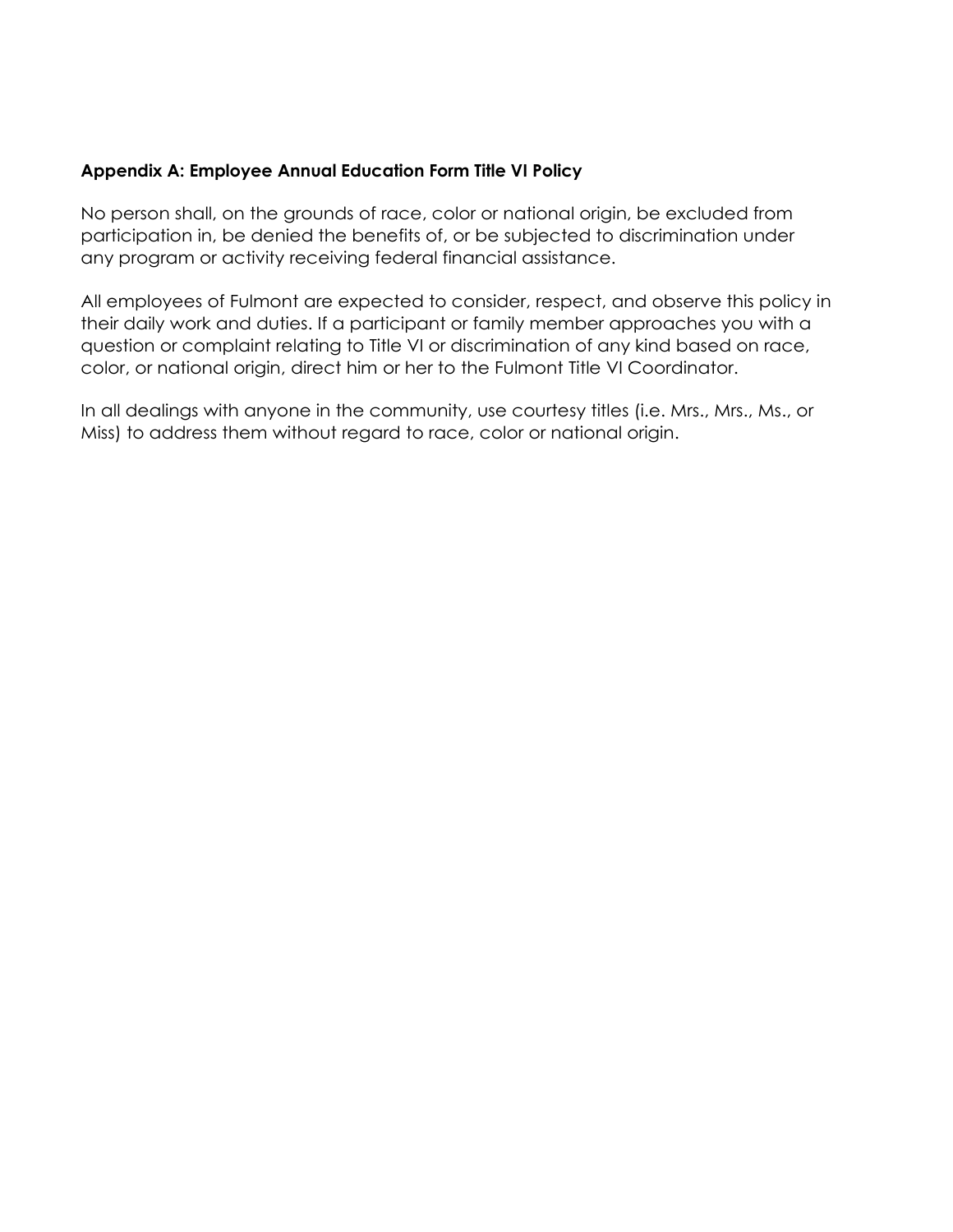**Appendix A: Employee Annual Education Form Title VI Policy**

No person shall, on the grounds of race, color or national origin, be excluded from participation in, be denied the benefits of, or be subjected to discrimination under any program or activity receiving federal financial assistance.

All employees of Fulmont are expected to consider, respect, and observe this policy in their daily work and duties. If a participant or family member approaches you with a question or complaint relating to Title VI or discrimination of any kind based on race, color, or national origin, direct him or her to the Fulmont Title VI Coordinator.

In all dealings with anyone in the community, use courtesy titles (i.e. Mrs., Mrs., Ms., or Miss) to address them without regard to race, color or national origin.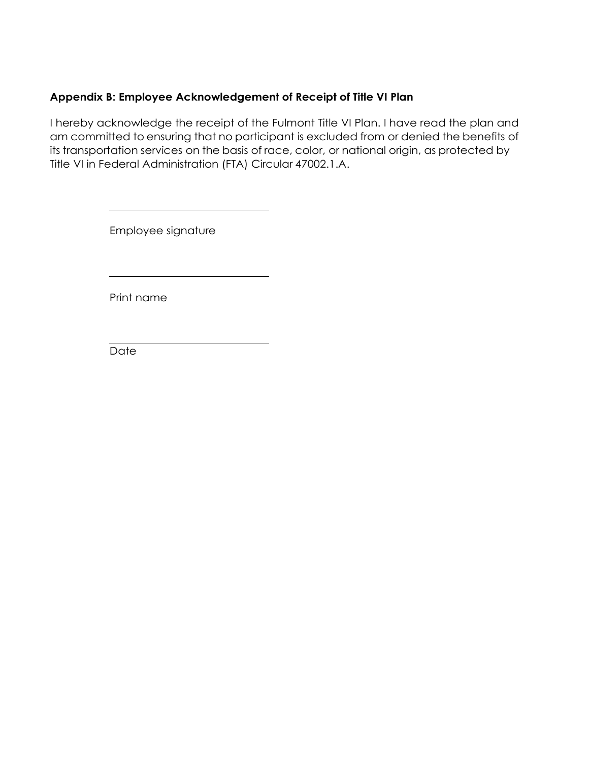### Appendix B: Employee Acknowledgement of Receipt of Title VI Plan

I hereby acknowledge the receipt of the Fulmont Title VI Plan. I have read the plan and am committed to ensuring that no participant is excluded from or denied the benefits of its transportation services on the basis of race, color, or national origin, as protected by Title VI in Federal Administration (FTA) Circular 47002.1.A.

______________________________

Employee signature

______________________________

Print name

______________________________

Date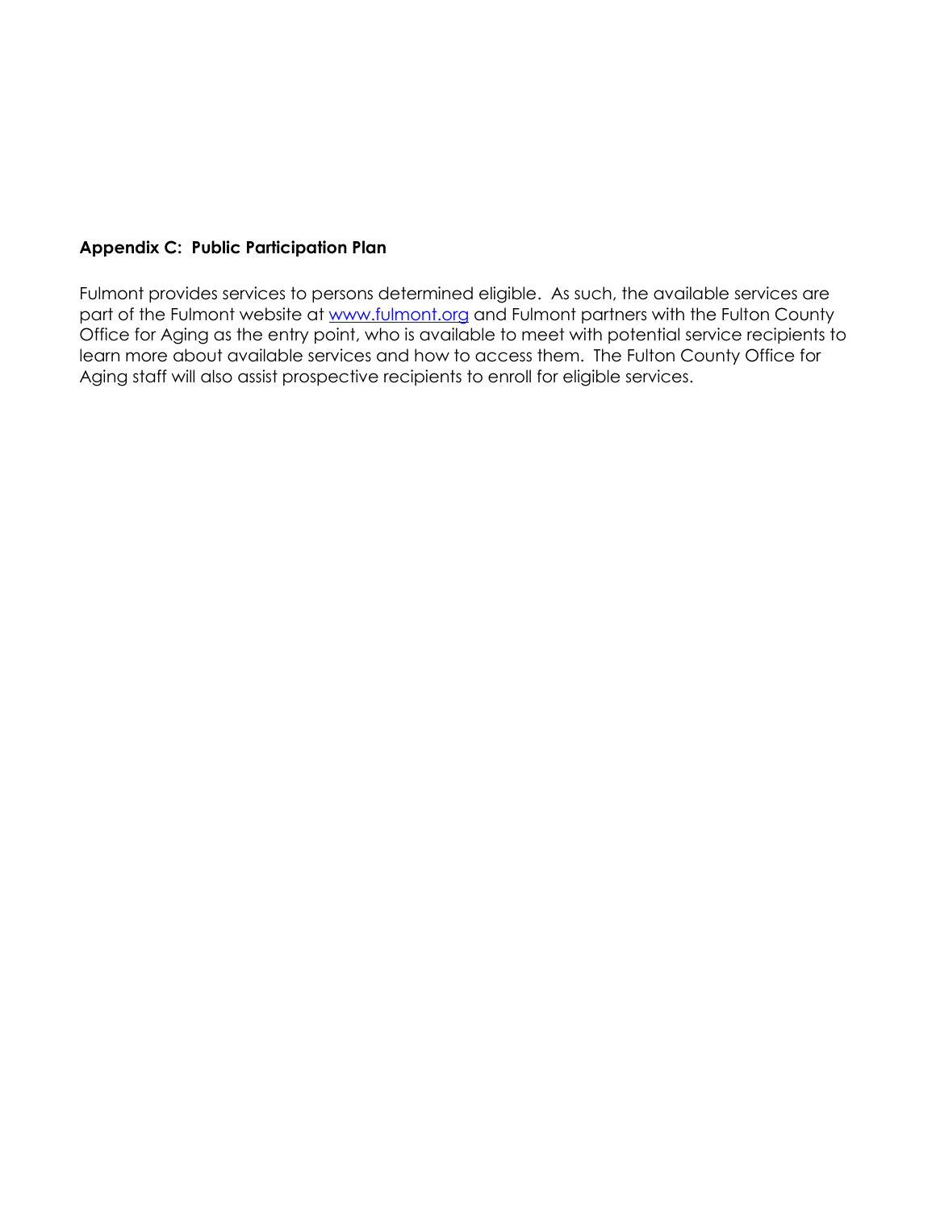**Appendix C: Public Participation Plan**

Fulmont provides services to persons determined eligible. As such, the available services are part of the Fulmont website at [www.fulmont.org](http://www.fulmont.org) and Fulmont partners with the Fulton County Office for Aging as the entry point, who is available to meet with potential service recipients to learn more about available services and how to access them. The Fulton County Office for Aging staff will also assist prospective recipients to enroll for eligible services.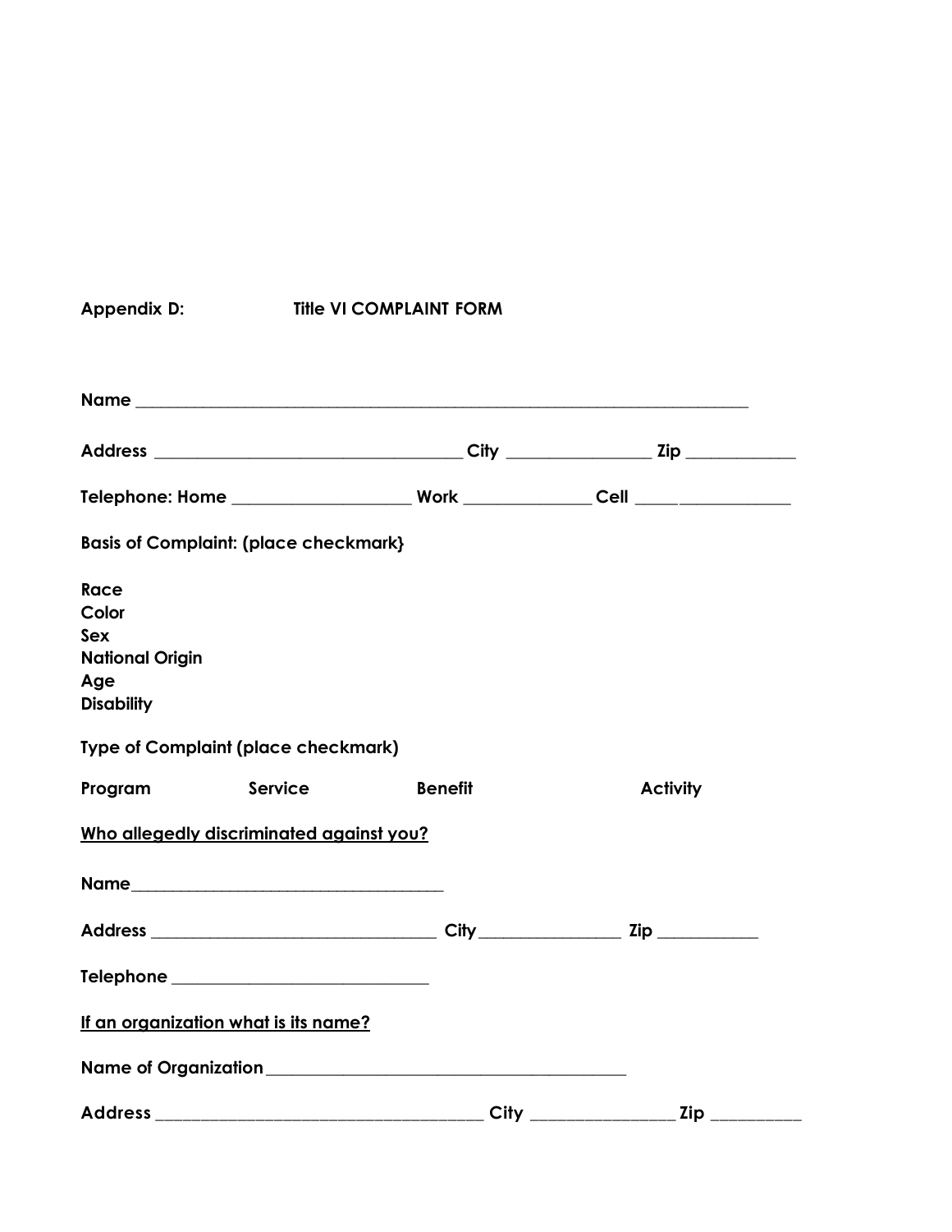**Appendix D: Title VI COMPLAINT FORM**

**Name** ___________________________________________________________________________

**Address** ____________________________________ **City** ________________ **Zip** ____________

**Telephone: Home** ____________________ **Work** ______________ **Cell** __________________

**Basis of Complaint: (place checkmark}**

**Race**
**Color**
**Sex**
**National Origin**
**Age**
**Disability**

**Type of Complaint (place checkmark)**

**Program** **Service** **Benefit** **Activity**

<u>**Who allegedly discriminated against you?**</u>

**Name**______________________________________

**Address** _________________________________ **City** ________________ **Zip** ___________

**Telephone** _____________________________

<u>**If an organization what is its name?**</u>

**Name of Organization** __________________________________________

**Address** ______________________________________ **City** ________________ **Zip** __________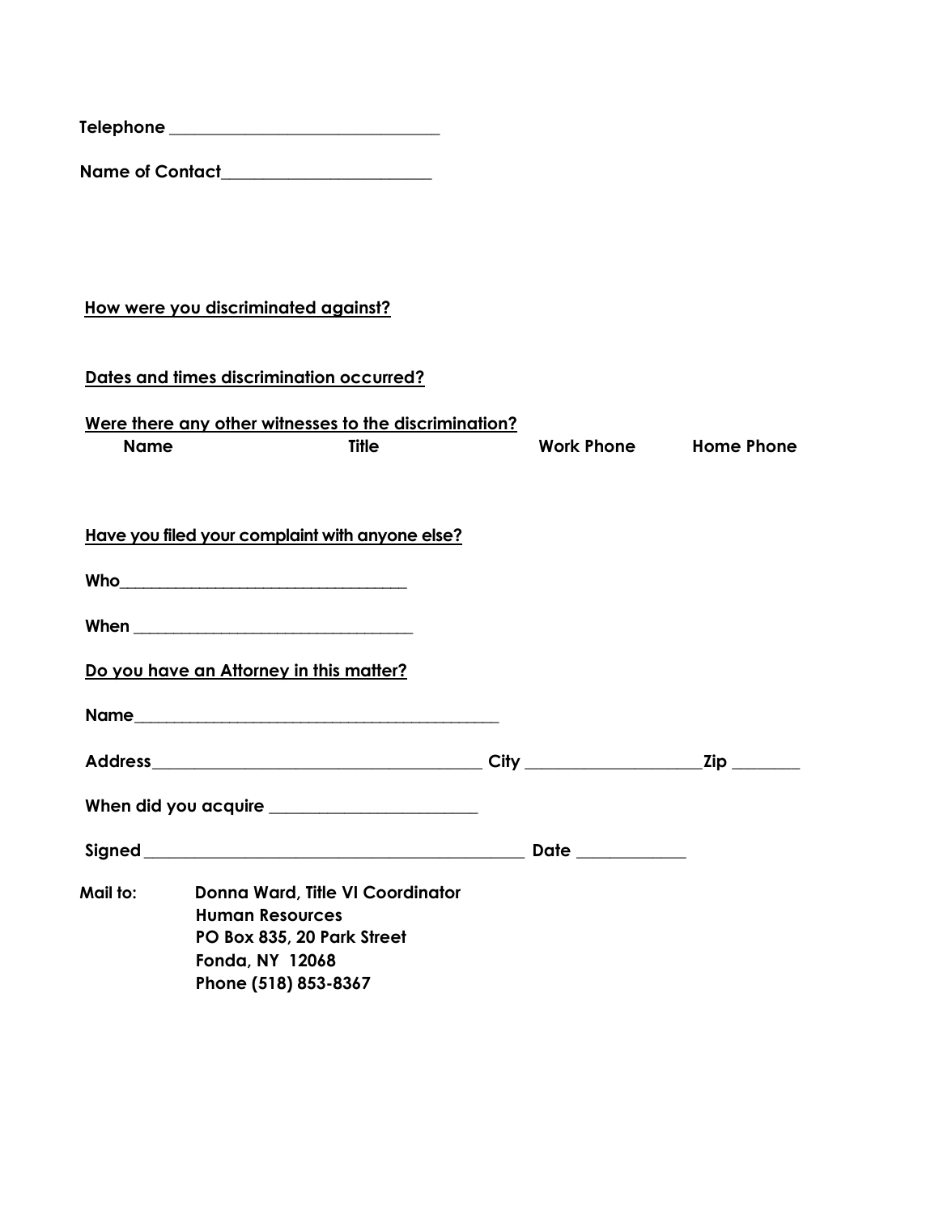**Telephone** ______________________________

**Name of Contact**________________________

**<u>How were you discriminated against?</u>**

**<u>Dates and times discrimination occurred?</u>**

**<u>Were there any other witnesses to the discrimination?</u>**

| Name | Title | Work Phone | Home Phone |
|---|---|---|---|
| | | | |

**<u>Have you filed your complaint with anyone else?</u>**

**Who**________________________________

**When** _______________________________

**<u>Do you have an Attorney in this matter?</u>**

**Name**__________________________________________

**Address**_____________________________________ **City** ___________________**Zip** _______

**When did you acquire** _______________________

**Signed** __________________________________________ **Date** ___________

**Mail to:** **Donna Ward, Title VI Coordinator**
**Human Resources**
**PO Box 835, 20 Park Street**
**Fonda, NY 12068**
**Phone (518) 853-8367**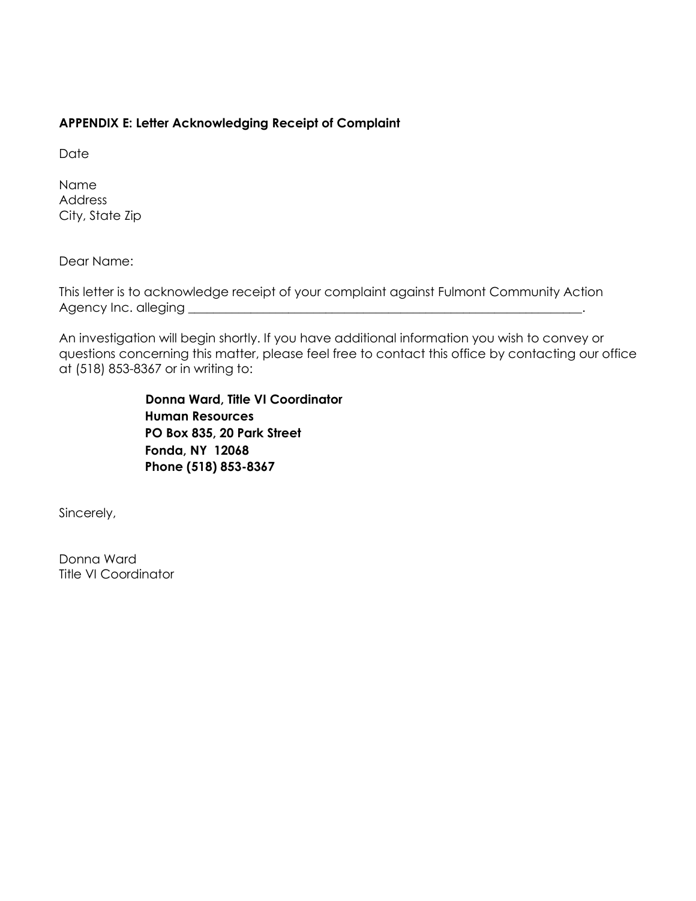**APPENDIX E: Letter Acknowledging Receipt of Complaint**

Date

Name
Address
City, State Zip

Dear Name:

This letter is to acknowledge receipt of your complaint against Fulmont Community Action Agency Inc. alleging ______________________________________________________________.

An investigation will begin shortly. If you have additional information you wish to convey or questions concerning this matter, please feel free to contact this office by contacting our office at (518) 853-8367 or in writing to:

> **Donna Ward, Title VI Coordinator**
> **Human Resources**
> **PO Box 835, 20 Park Street**
> **Fonda, NY 12068**
> **Phone (518) 853-8367**

Sincerely,

Donna Ward
Title VI Coordinator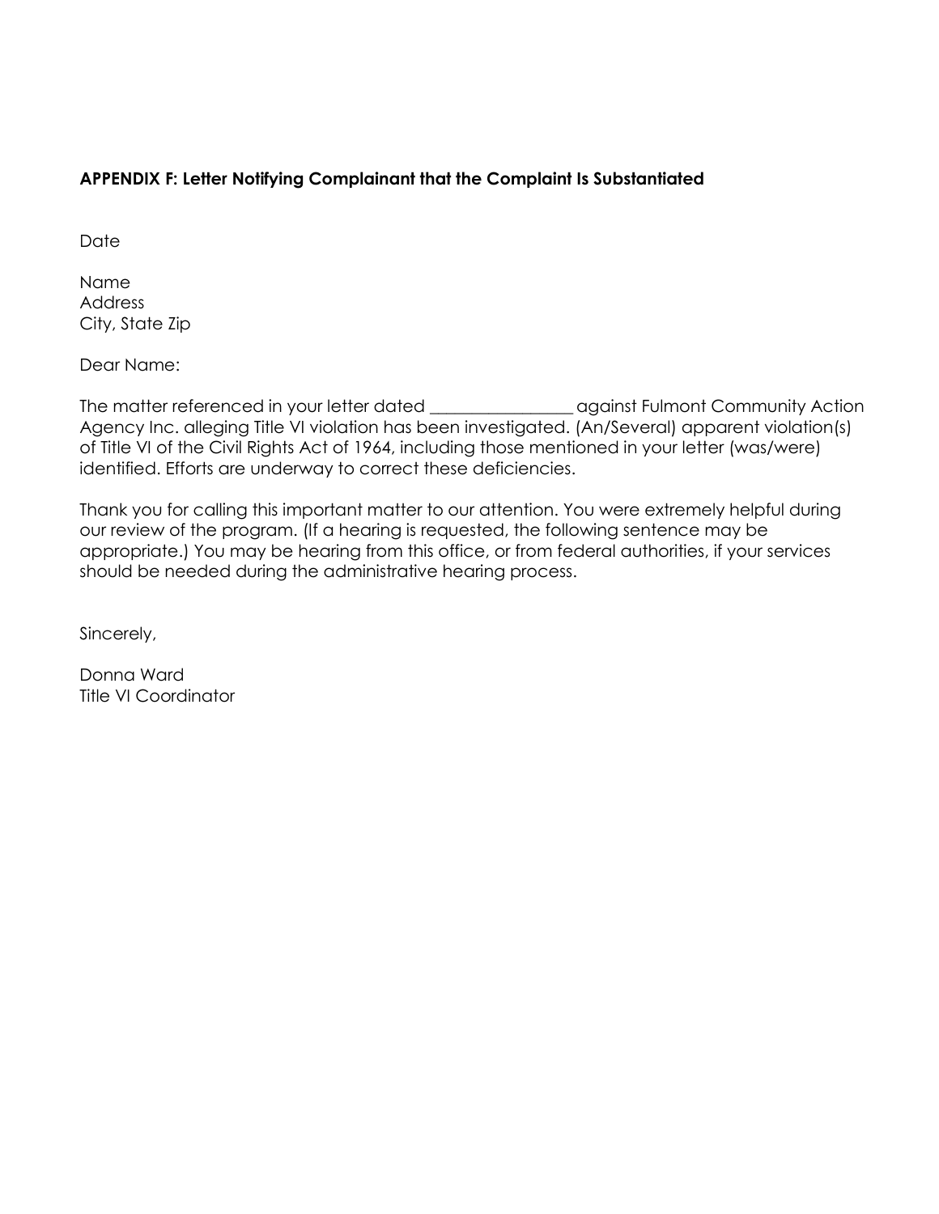**APPENDIX F: Letter Notifying Complainant that the Complaint Is Substantiated**

Date

Name
Address
City, State Zip

Dear Name:

The matter referenced in your letter dated _________________ against Fulmont Community Action Agency Inc. alleging Title VI violation has been investigated. (An/Several) apparent violation(s) of Title VI of the Civil Rights Act of 1964, including those mentioned in your letter (was/were) identified. Efforts are underway to correct these deficiencies.

Thank you for calling this important matter to our attention. You were extremely helpful during our review of the program. (If a hearing is requested, the following sentence may be appropriate.) You may be hearing from this office, or from federal authorities, if your services should be needed during the administrative hearing process.

Sincerely,

Donna Ward
Title VI Coordinator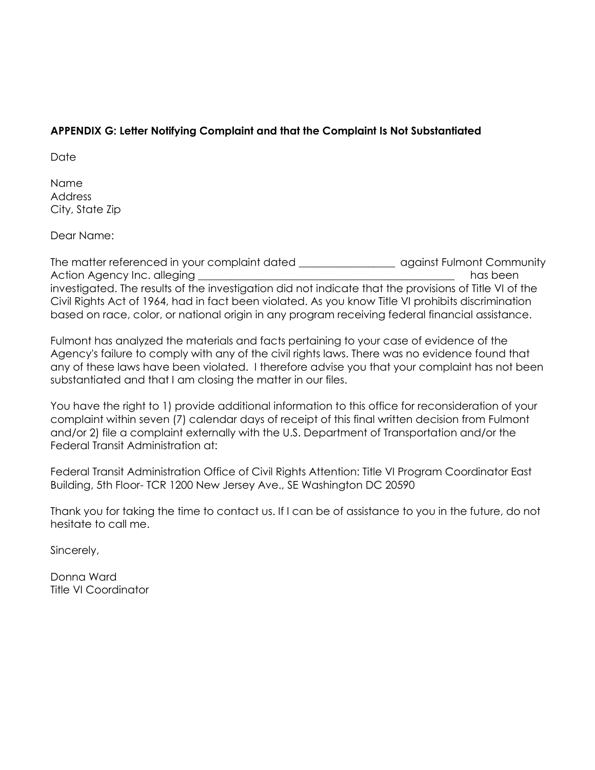**APPENDIX G: Letter Notifying Complaint and that the Complaint Is Not Substantiated**

Date

Name
Address
City, State Zip

Dear Name:

The matter referenced in your complaint dated __________________ against Fulmont Community Action Agency Inc. alleging ______________________________________________ has been investigated. The results of the investigation did not indicate that the provisions of Title VI of the Civil Rights Act of 1964, had in fact been violated. As you know Title VI prohibits discrimination based on race, color, or national origin in any program receiving federal financial assistance.

Fulmont has analyzed the materials and facts pertaining to your case of evidence of the Agency's failure to comply with any of the civil rights laws. There was no evidence found that any of these laws have been violated. I therefore advise you that your complaint has not been substantiated and that I am closing the matter in our files.

You have the right to 1) provide additional information to this office for reconsideration of your complaint within seven (7) calendar days of receipt of this final written decision from Fulmont and/or 2) file a complaint externally with the U.S. Department of Transportation and/or the Federal Transit Administration at:

Federal Transit Administration Office of Civil Rights Attention: Title VI Program Coordinator East Building, 5th Floor- TCR 1200 New Jersey Ave., SE Washington DC 20590

Thank you for taking the time to contact us. If I can be of assistance to you in the future, do not hesitate to call me.

Sincerely,

Donna Ward
Title VI Coordinator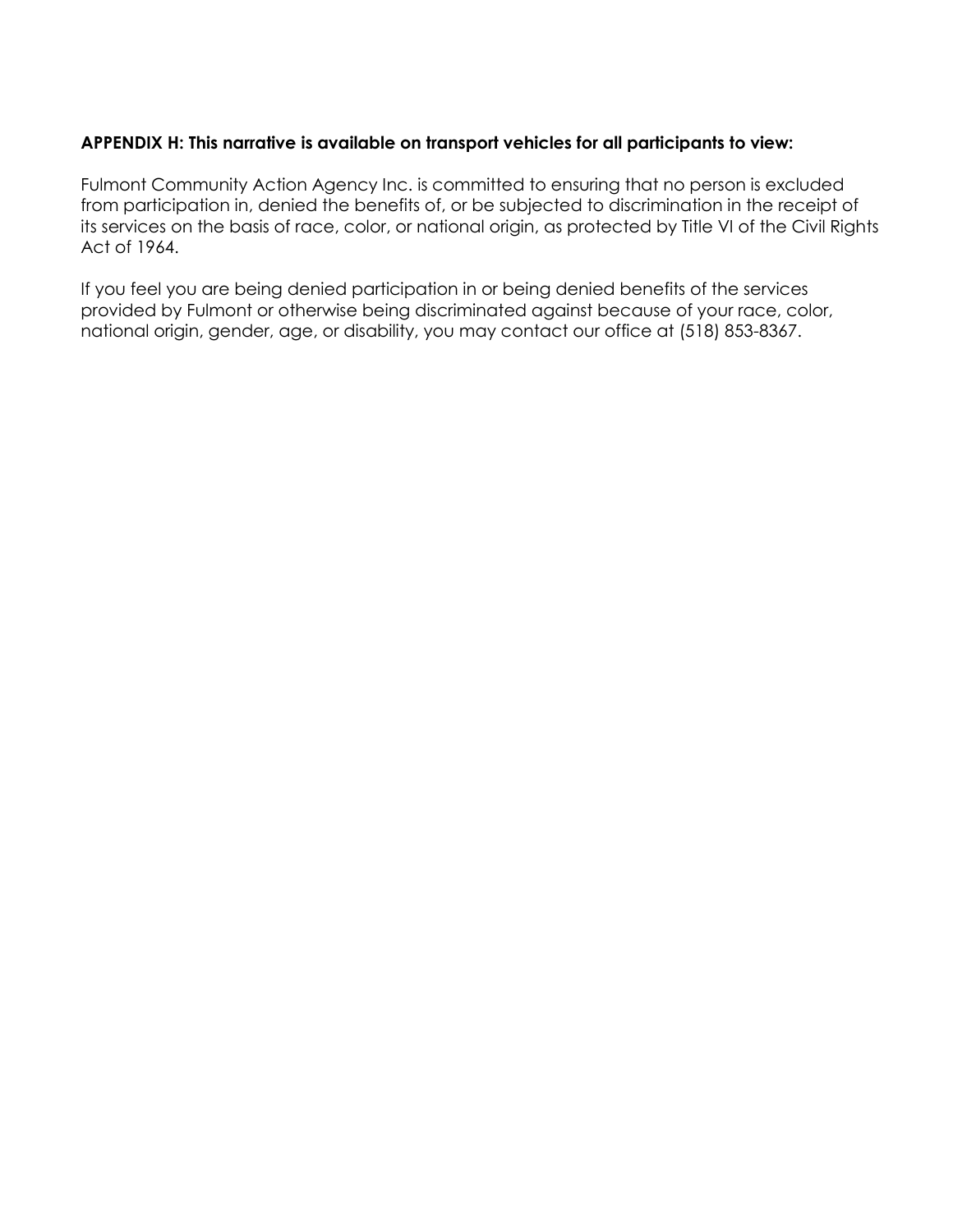**APPENDIX H: This narrative is available on transport vehicles for all participants to view:**

Fulmont Community Action Agency Inc. is committed to ensuring that no person is excluded from participation in, denied the benefits of, or be subjected to discrimination in the receipt of its services on the basis of race, color, or national origin, as protected by Title VI of the Civil Rights Act of 1964.

If you feel you are being denied participation in or being denied benefits of the services provided by Fulmont or otherwise being discriminated against because of your race, color, national origin, gender, age, or disability, you may contact our office at (518) 853-8367.